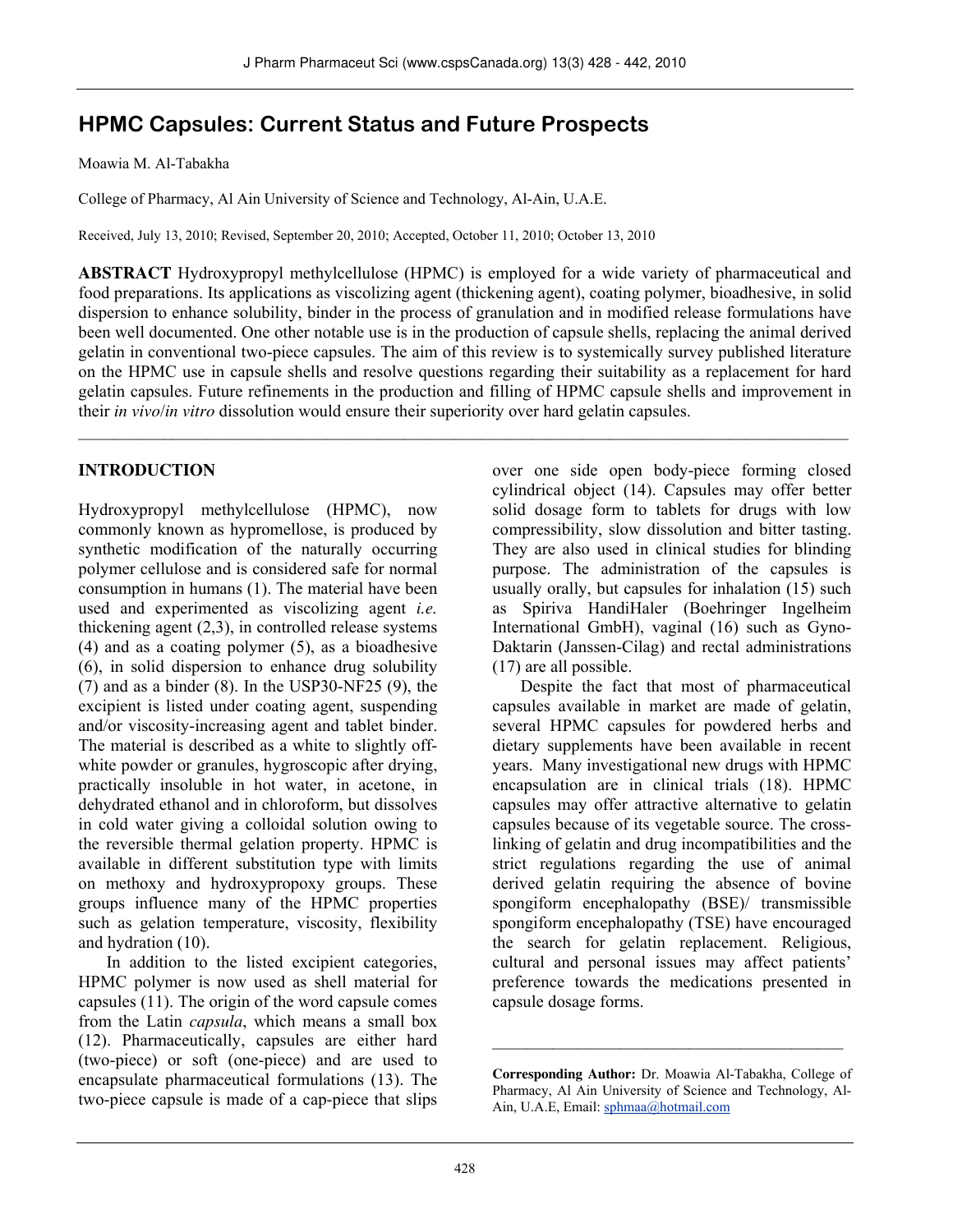# HPMC Capsules: Current Status and Future Prospects

Moawia M. Al-Tabakha

College of Pharmacy, Al Ain University of Science and Technology, Al-Ain, U.A.E.

Received, July 13, 2010; Revised, September 20, 2010; Accepted, October 11, 2010; October 13, 2010

**ABSTRACT** Hydroxypropyl methylcellulose (HPMC) is employed for a wide variety of pharmaceutical and food preparations. Its applications as viscolizing agent (thickening agent), coating polymer, bioadhesive, in solid dispersion to enhance solubility, binder in the process of granulation and in modified release formulations have been well documented. One other notable use is in the production of capsule shells, replacing the animal derived gelatin in conventional two-piece capsules. The aim of this review is to systemically survey published literature on the HPMC use in capsule shells and resolve questions regarding their suitability as a replacement for hard gelatin capsules. Future refinements in the production and filling of HPMC capsule shells and improvement in their *in vivo*/*in vitro* dissolution would ensure their superiority over hard gelatin capsules.

---

## INTRODUCTION

Hydroxypropyl methylcellulose (HPMC), now commonly known as hypromellose, is produced by synthetic modification of the naturally occurring polymer cellulose and is considered safe for normal consumption in humans (1). The material have been used and experimented as viscolizing agent *i.e.* thickening agent (2,3), in controlled release systems (4) and as a coating polymer (5), as a bioadhesive (6), in solid dispersion to enhance drug solubility (7) and as a binder (8). In the USP30-NF25 (9), the excipient is listed under coating agent, suspending and/or viscosity-increasing agent and tablet binder. The material is described as a white to slightly off-white powder or granules, hygroscopic after drying, practically insoluble in hot water, in acetone, in dehydrated ethanol and in chloroform, but dissolves in cold water giving a colloidal solution owing to the reversible thermal gelation property. HPMC is available in different substitution type with limits on methoxy and hydroxypropoxy groups. These groups influence many of the HPMC properties such as gelation temperature, viscosity, flexibility and hydration (10).

In addition to the listed excipient categories, HPMC polymer is now used as shell material for capsules (11). The origin of the word capsule comes from the Latin *capsula*, which means a small box (12). Pharmaceutically, capsules are either hard (two-piece) or soft (one-piece) and are used to encapsulate pharmaceutical formulations (13). The two-piece capsule is made of a cap-piece that slips over one side open body-piece forming closed cylindrical object (14). Capsules may offer better solid dosage form to tablets for drugs with low compressibility, slow dissolution and bitter tasting. They are also used in clinical studies for blinding purpose. The administration of the capsules is usually orally, but capsules for inhalation (15) such as Spiriva HandiHaler (Boehringer Ingelheim International GmbH), vaginal (16) such as Gyno-Daktarin (Janssen-Cilag) and rectal administrations (17) are all possible.

Despite the fact that most of pharmaceutical capsules available in market are made of gelatin, several HPMC capsules for powdered herbs and dietary supplements have been available in recent years. Many investigational new drugs with HPMC encapsulation are in clinical trials (18). HPMC capsules may offer attractive alternative to gelatin capsules because of its vegetable source. The cross-linking of gelatin and drug incompatibilities and the strict regulations regarding the use of animal derived gelatin requiring the absence of bovine spongiform encephalopathy (BSE)/ transmissible spongiform encephalopathy (TSE) have encouraged the search for gelatin replacement. Religious, cultural and personal issues may affect patients' preference towards the medications presented in capsule dosage forms.

---

**Corresponding Author:** Dr. Moawia Al-Tabakha, College of Pharmacy, Al Ain University of Science and Technology, Al-Ain, U.A.E, Email: sphmaa@hotmail.com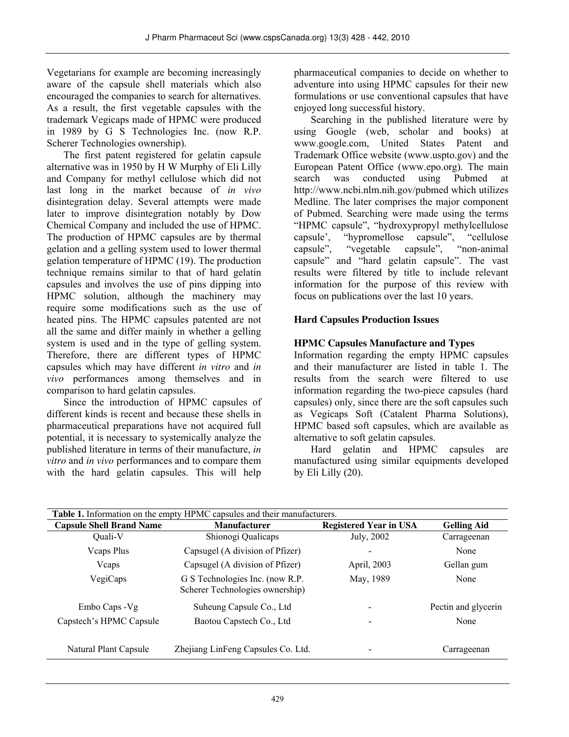Vegetarians for example are becoming increasingly aware of the capsule shell materials which also encouraged the companies to search for alternatives. As a result, the first vegetable capsules with the trademark Vegicaps made of HPMC were produced in 1989 by G S Technologies Inc. (now R.P. Scherer Technologies ownership).

The first patent registered for gelatin capsule alternative was in 1950 by H W Murphy of Eli Lilly and Company for methyl cellulose which did not last long in the market because of *in vivo* disintegration delay. Several attempts were made later to improve disintegration notably by Dow Chemical Company and included the use of HPMC. The production of HPMC capsules are by thermal gelation and a gelling system used to lower thermal gelation temperature of HPMC (19). The production technique remains similar to that of hard gelatin capsules and involves the use of pins dipping into HPMC solution, although the machinery may require some modifications such as the use of heated pins. The HPMC capsules patented are not all the same and differ mainly in whether a gelling system is used and in the type of gelling system. Therefore, there are different types of HPMC capsules which may have different *in vitro* and *in vivo* performances among themselves and in comparison to hard gelatin capsules.

Since the introduction of HPMC capsules of different kinds is recent and because these shells in pharmaceutical preparations have not acquired full potential, it is necessary to systemically analyze the published literature in terms of their manufacture, *in vitro* and *in vivo* performances and to compare them with the hard gelatin capsules. This will help pharmaceutical companies to decide on whether to adventure into using HPMC capsules for their new formulations or use conventional capsules that have enjoyed long successful history.

Searching in the published literature were by using Google (web, scholar and books) at www.google.com, United States Patent and Trademark Office website (www.uspto.gov) and the European Patent Office (www.epo.org). The main search was conducted using Pubmed at http://www.ncbi.nlm.nih.gov/pubmed which utilizes Medline. The later comprises the major component of Pubmed. Searching were made using the terms "HPMC capsule", "hydroxypropyl methylcellulose capsule', "hypromellose capsule", "cellulose capsule", "vegetable capsule", "non-animal capsule" and "hard gelatin capsule". The vast results were filtered by title to include relevant information for the purpose of this review with focus on publications over the last 10 years.

## Hard Capsules Production Issues

### HPMC Capsules Manufacture and Types

Information regarding the empty HPMC capsules and their manufacturer are listed in table 1. The results from the search were filtered to use information regarding the two-piece capsules (hard capsules) only, since there are the soft capsules such as Vegicaps Soft (Catalent Pharma Solutions), HPMC based soft capsules, which are available as alternative to soft gelatin capsules.

Hard gelatin and HPMC capsules are manufactured using similar equipments developed by Eli Lilly (20).

**Table 1.** Information on the empty HPMC capsules and their manufacturers.

| Capsule Shell Brand Name | Manufacturer | Registered Year in USA | Gelling Aid |
|---|---|---|---|
| Quali-V | Shionogi Qualicaps | July, 2002 | Carrageenan |
| Vcaps Plus | Capsugel (A division of Pfizer) | - | None |
| Vcaps | Capsugel (A division of Pfizer) | April, 2003 | Gellan gum |
| VegiCaps | G S Technologies Inc. (now R.P. Scherer Technologies ownership) | May, 1989 | None |
| Embo Caps -Vg | Suheung Capsule Co., Ltd | - | Pectin and glycerin |
| Capstech's HPMC Capsule | Baotou Capstech Co., Ltd | - | None |
| Natural Plant Capsule | Zhejiang LinFeng Capsules Co. Ltd. | - | Carrageenan |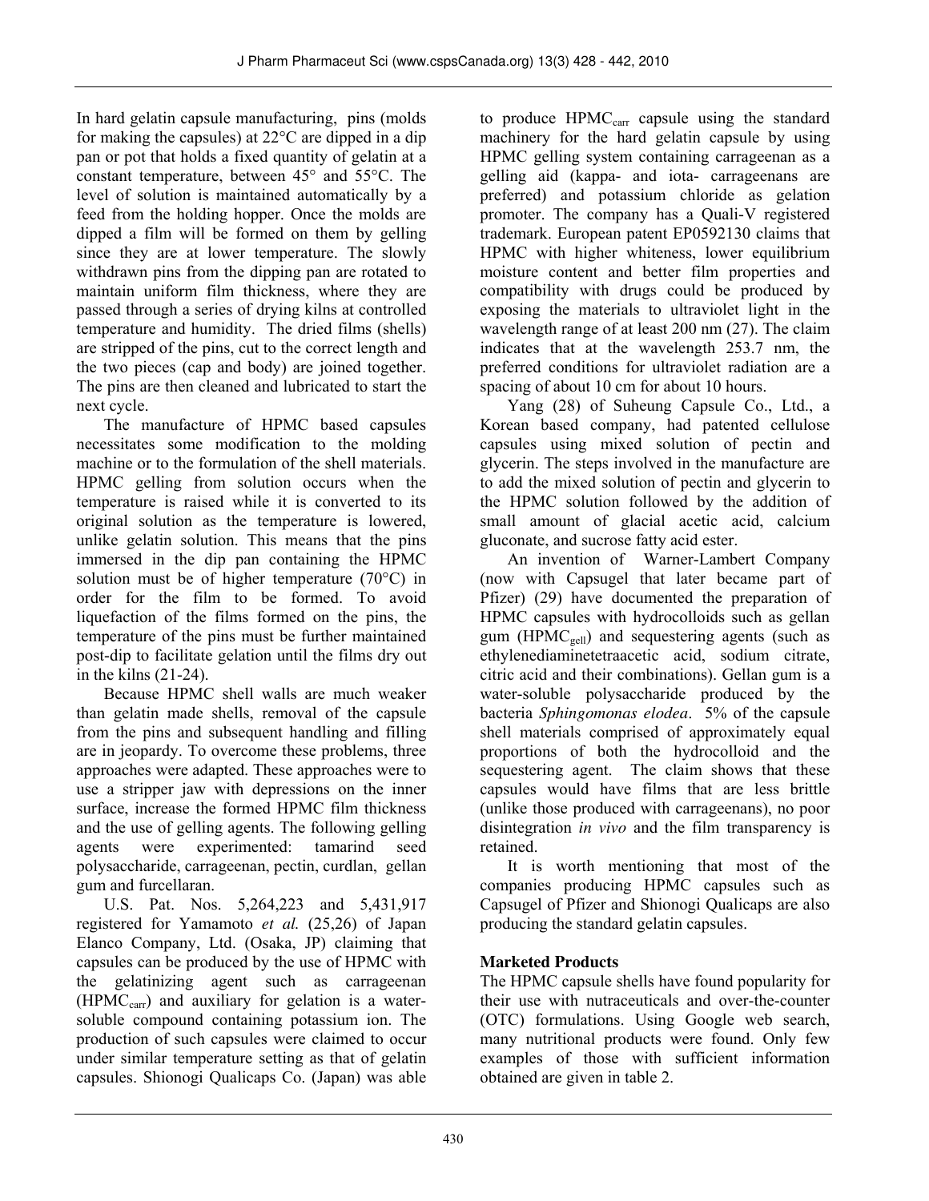In hard gelatin capsule manufacturing, pins (molds for making the capsules) at 22°C are dipped in a dip pan or pot that holds a fixed quantity of gelatin at a constant temperature, between 45° and 55°C. The level of solution is maintained automatically by a feed from the holding hopper. Once the molds are dipped a film will be formed on them by gelling since they are at lower temperature. The slowly withdrawn pins from the dipping pan are rotated to maintain uniform film thickness, where they are passed through a series of drying kilns at controlled temperature and humidity. The dried films (shells) are stripped of the pins, cut to the correct length and the two pieces (cap and body) are joined together. The pins are then cleaned and lubricated to start the next cycle.

The manufacture of HPMC based capsules necessitates some modification to the molding machine or to the formulation of the shell materials. HPMC gelling from solution occurs when the temperature is raised while it is converted to its original solution as the temperature is lowered, unlike gelatin solution. This means that the pins immersed in the dip pan containing the HPMC solution must be of higher temperature (70°C) in order for the film to be formed. To avoid liquefaction of the films formed on the pins, the temperature of the pins must be further maintained post-dip to facilitate gelation until the films dry out in the kilns (21-24).

Because HPMC shell walls are much weaker than gelatin made shells, removal of the capsule from the pins and subsequent handling and filling are in jeopardy. To overcome these problems, three approaches were adapted. These approaches were to use a stripper jaw with depressions on the inner surface, increase the formed HPMC film thickness and the use of gelling agents. The following gelling agents were experimented: tamarind seed polysaccharide, carrageenan, pectin, curdlan, gellan gum and furcellaran.

U.S. Pat. Nos. 5,264,223 and 5,431,917 registered for Yamamoto *et al.* (25,26) of Japan Elanco Company, Ltd. (Osaka, JP) claiming that capsules can be produced by the use of HPMC with the gelatinizing agent such as carrageenan ($HPMC_{carr}$) and auxiliary for gelation is a water-soluble compound containing potassium ion. The production of such capsules were claimed to occur under similar temperature setting as that of gelatin capsules. Shionogi Qualicaps Co. (Japan) was able to produce $HPMC_{carr}$ capsule using the standard machinery for the hard gelatin capsule by using HPMC gelling system containing carrageenan as a gelling aid (kappa- and iota- carrageenans are preferred) and potassium chloride as gelation promoter. The company has a Quali-V registered trademark. European patent EP0592130 claims that HPMC with higher whiteness, lower equilibrium moisture content and better film properties and compatibility with drugs could be produced by exposing the materials to ultraviolet light in the wavelength range of at least 200 nm (27). The claim indicates that at the wavelength 253.7 nm, the preferred conditions for ultraviolet radiation are a spacing of about 10 cm for about 10 hours.

Yang (28) of Suheung Capsule Co., Ltd., a Korean based company, had patented cellulose capsules using mixed solution of pectin and glycerin. The steps involved in the manufacture are to add the mixed solution of pectin and glycerin to the HPMC solution followed by the addition of small amount of glacial acetic acid, calcium gluconate, and sucrose fatty acid ester.

An invention of Warner-Lambert Company (now with Capsugel that later became part of Pfizer) (29) have documented the preparation of HPMC capsules with hydrocolloids such as gellan gum ($HPMC_{gell}$) and sequestering agents (such as ethylenediaminetetraacetic acid, sodium citrate, citric acid and their combinations). Gellan gum is a water-soluble polysaccharide produced by the bacteria *Sphingomonas elodea*. 5% of the capsule shell materials comprised of approximately equal proportions of both the hydrocolloid and the sequestering agent. The claim shows that these capsules would have films that are less brittle (unlike those produced with carrageenans), no poor disintegration *in vivo* and the film transparency is retained.

It is worth mentioning that most of the companies producing HPMC capsules such as Capsugel of Pfizer and Shionogi Qualicaps are also producing the standard gelatin capsules.

## Marketed Products

The HPMC capsule shells have found popularity for their use with nutraceuticals and over-the-counter (OTC) formulations. Using Google web search, many nutritional products were found. Only few examples of those with sufficient information obtained are given in table 2.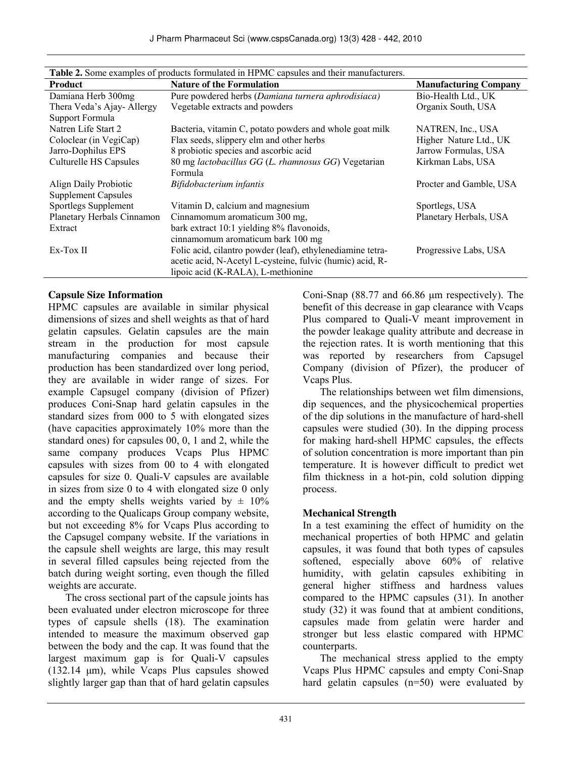**Table 2.** Some examples of products formulated in HPMC capsules and their manufacturers.

| Product | Nature of the Formulation | Manufacturing Company |
|---|---|---|
| Damiana Herb 300mg | Pure powdered herbs (*Damiana turnera aphrodisiaca*) | Bio-Health Ltd., UK |
| Thera Veda's Ajay- Allergy Support Formula | Vegetable extracts and powders | Organix South, USA |
| Natren Life Start 2 | Bacteria, vitamin C, potato powders and whole goat milk | NATREN, Inc., USA |
| Coloclear (in VegiCap) | Flax seeds, slippery elm and other herbs | Higher Nature Ltd., UK |
| Jarro-Dophilus EPS | 8 probiotic species and ascorbic acid | Jarrow Formulas, USA |
| Culturelle HS Capsules | 80 mg *lactobacillus GG* (*L. rhamnosus GG*) Vegetarian Formula | Kirkman Labs, USA |
| Align Daily Probiotic Supplement Capsules | *Bifidobacterium infantis* | Procter and Gamble, USA |
| Sportlegs Supplement | Vitamin D, calcium and magnesium | Sportlegs, USA |
| Planetary Herbals Cinnamon Extract | Cinnamomum aromaticum 300 mg, bark extract 10:1 yielding 8% flavonoids, cinnamomum aromaticum bark 100 mg | Planetary Herbals, USA |
| Ex-Tox II | Folic acid, cilantro powder (leaf), ethylenediamine tetra-acetic acid, N-Acetyl L-cysteine, fulvic (humic) acid, R-lipoic acid (K-RALA), L-methionine | Progressive Labs, USA |

**Capsule Size Information**

HPMC capsules are available in similar physical dimensions of sizes and shell weights as that of hard gelatin capsules. Gelatin capsules are the main stream in the production for most capsule manufacturing companies and because their production has been standardized over long period, they are available in wider range of sizes. For example Capsugel company (division of Pfizer) produces Coni-Snap hard gelatin capsules in the standard sizes from 000 to 5 with elongated sizes (have capacities approximately 10% more than the standard ones) for capsules 00, 0, 1 and 2, while the same company produces Vcaps Plus HPMC capsules with sizes from 00 to 4 with elongated capsules for size 0. Quali-V capsules are available in sizes from size 0 to 4 with elongated size 0 only and the empty shells weights varied by ± 10% according to the Qualicaps Group company website, but not exceeding 8% for Vcaps Plus according to the Capsugel company website. If the variations in the capsule shell weights are large, this may result in several filled capsules being rejected from the batch during weight sorting, even though the filled weights are accurate.

The cross sectional part of the capsule joints has been evaluated under electron microscope for three types of capsule shells (18). The examination intended to measure the maximum observed gap between the body and the cap. It was found that the largest maximum gap is for Quali-V capsules (132.14 μm), while Vcaps Plus capsules showed slightly larger gap than that of hard gelatin capsules Coni-Snap (88.77 and 66.86 μm respectively). The benefit of this decrease in gap clearance with Vcaps Plus compared to Quali-V meant improvement in the powder leakage quality attribute and decrease in the rejection rates. It is worth mentioning that this was reported by researchers from Capsugel Company (division of Pfizer), the producer of Vcaps Plus.

The relationships between wet film dimensions, dip sequences, and the physicochemical properties of the dip solutions in the manufacture of hard-shell capsules were studied (30). In the dipping process for making hard-shell HPMC capsules, the effects of solution concentration is more important than pin temperature. It is however difficult to predict wet film thickness in a hot-pin, cold solution dipping process.

**Mechanical Strength**

In a test examining the effect of humidity on the mechanical properties of both HPMC and gelatin capsules, it was found that both types of capsules softened, especially above 60% of relative humidity, with gelatin capsules exhibiting in general higher stiffness and hardness values compared to the HPMC capsules (31). In another study (32) it was found that at ambient conditions, capsules made from gelatin were harder and stronger but less elastic compared with HPMC counterparts.

The mechanical stress applied to the empty Vcaps Plus HPMC capsules and empty Coni-Snap hard gelatin capsules (n=50) were evaluated by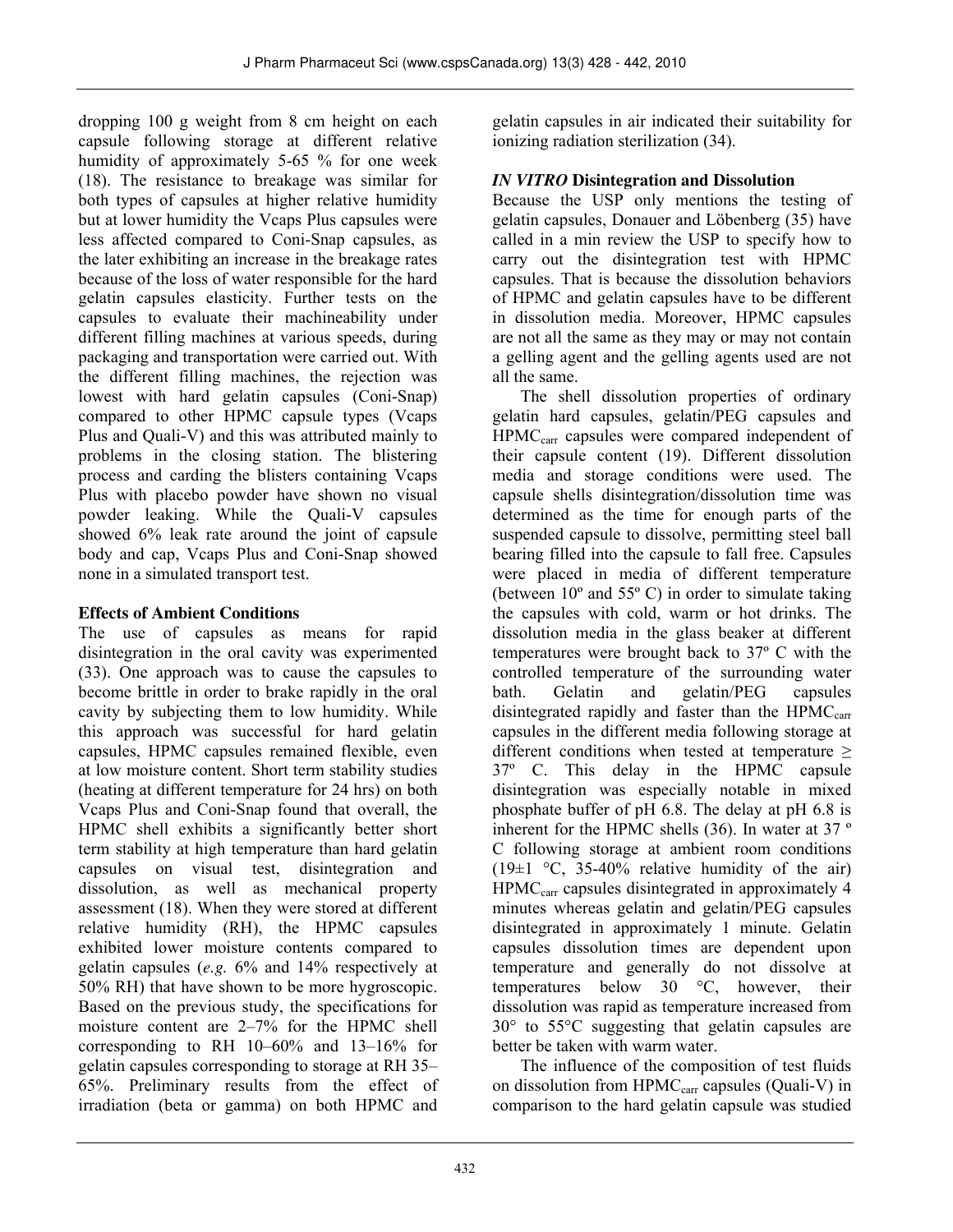dropping 100 g weight from 8 cm height on each capsule following storage at different relative humidity of approximately 5-65 % for one week (18). The resistance to breakage was similar for both types of capsules at higher relative humidity but at lower humidity the Vcaps Plus capsules were less affected compared to Coni-Snap capsules, as the later exhibiting an increase in the breakage rates because of the loss of water responsible for the hard gelatin capsules elasticity. Further tests on the capsules to evaluate their machineability under different filling machines at various speeds, during packaging and transportation were carried out. With the different filling machines, the rejection was lowest with hard gelatin capsules (Coni-Snap) compared to other HPMC capsule types (Vcaps Plus and Quali-V) and this was attributed mainly to problems in the closing station. The blistering process and carding the blisters containing Vcaps Plus with placebo powder have shown no visual powder leaking. While the Quali-V capsules showed 6% leak rate around the joint of capsule body and cap, Vcaps Plus and Coni-Snap showed none in a simulated transport test.

### Effects of Ambient Conditions

The use of capsules as means for rapid disintegration in the oral cavity was experimented (33). One approach was to cause the capsules to become brittle in order to brake rapidly in the oral cavity by subjecting them to low humidity. While this approach was successful for hard gelatin capsules, HPMC capsules remained flexible, even at low moisture content. Short term stability studies (heating at different temperature for 24 hrs) on both Vcaps Plus and Coni-Snap found that overall, the HPMC shell exhibits a significantly better short term stability at high temperature than hard gelatin capsules on visual test, disintegration and dissolution, as well as mechanical property assessment (18). When they were stored at different relative humidity (RH), the HPMC capsules exhibited lower moisture contents compared to gelatin capsules (*e.g.* 6% and 14% respectively at 50% RH) that have shown to be more hygroscopic. Based on the previous study, the specifications for moisture content are 2–7% for the HPMC shell corresponding to RH 10–60% and 13–16% for gelatin capsules corresponding to storage at RH 35–65%. Preliminary results from the effect of irradiation (beta or gamma) on both HPMC and gelatin capsules in air indicated their suitability for ionizing radiation sterilization (34).

### *IN VITRO* Disintegration and Dissolution

Because the USP only mentions the testing of gelatin capsules, Donauer and Löbenberg (35) have called in a min review the USP to specify how to carry out the disintegration test with HPMC capsules. That is because the dissolution behaviors of HPMC and gelatin capsules have to be different in dissolution media. Moreover, HPMC capsules are not all the same as they may or may not contain a gelling agent and the gelling agents used are not all the same.

The shell dissolution properties of ordinary gelatin hard capsules, gelatin/PEG capsules and $HPMC_{carr}$ capsules were compared independent of their capsule content (19). Different dissolution media and storage conditions were used. The capsule shells disintegration/dissolution time was determined as the time for enough parts of the suspended capsule to dissolve, permitting steel ball bearing filled into the capsule to fall free. Capsules were placed in media of different temperature (between 10º and 55º C) in order to simulate taking the capsules with cold, warm or hot drinks. The dissolution media in the glass beaker at different temperatures were brought back to 37º C with the controlled temperature of the surrounding water bath. Gelatin and gelatin/PEG capsules disintegrated rapidly and faster than the $HPMC_{carr}$ capsules in the different media following storage at different conditions when tested at temperature ≥ 37º C. This delay in the HPMC capsule disintegration was especially notable in mixed phosphate buffer of pH 6.8. The delay at pH 6.8 is inherent for the HPMC shells (36). In water at 37 º C following storage at ambient room conditions (19±1 °C, 35-40% relative humidity of the air) $HPMC_{carr}$ capsules disintegrated in approximately 4 minutes whereas gelatin and gelatin/PEG capsules disintegrated in approximately 1 minute. Gelatin capsules dissolution times are dependent upon temperature and generally do not dissolve at temperatures below 30 °C, however, their dissolution was rapid as temperature increased from 30° to 55°C suggesting that gelatin capsules are better be taken with warm water.

The influence of the composition of test fluids on dissolution from $HPMC_{carr}$ capsules (Quali-V) in comparison to the hard gelatin capsule was studied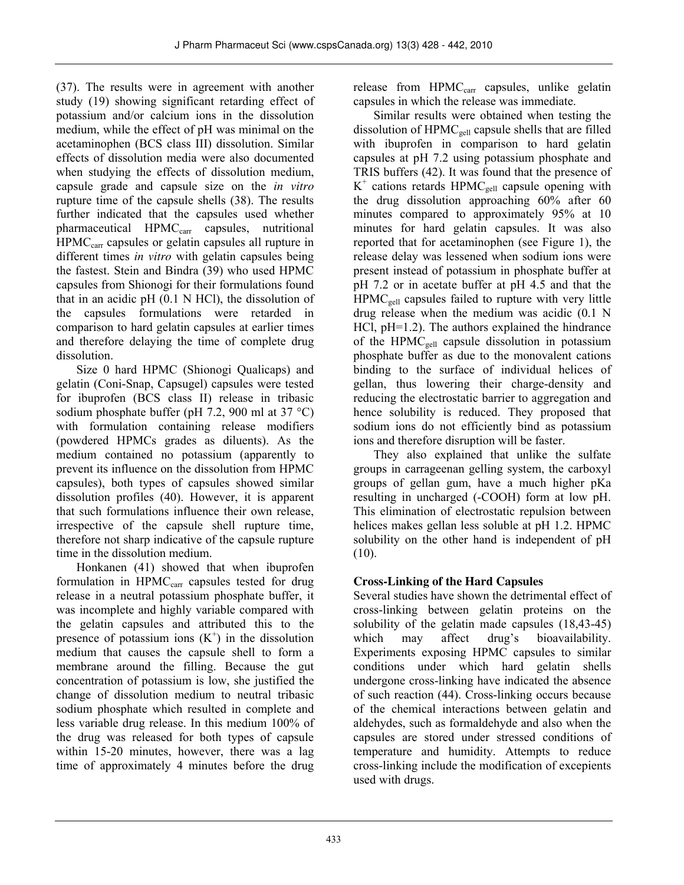(37). The results were in agreement with another study (19) showing significant retarding effect of potassium and/or calcium ions in the dissolution medium, while the effect of pH was minimal on the acetaminophen (BCS class III) dissolution. Similar effects of dissolution media were also documented when studying the effects of dissolution medium, capsule grade and capsule size on the *in vitro* rupture time of the capsule shells (38). The results further indicated that the capsules used whether pharmaceutical $HPMC_{carr}$ capsules, nutritional $HPMC_{carr}$ capsules or gelatin capsules all rupture in different times *in vitro* with gelatin capsules being the fastest. Stein and Bindra (39) who used HPMC capsules from Shionogi for their formulations found that in an acidic pH (0.1 N HCl), the dissolution of the capsules formulations were retarded in comparison to hard gelatin capsules at earlier times and therefore delaying the time of complete drug dissolution.

Size 0 hard HPMC (Shionogi Qualicaps) and gelatin (Coni-Snap, Capsugel) capsules were tested for ibuprofen (BCS class II) release in tribasic sodium phosphate buffer (pH 7.2, 900 ml at 37 °C) with formulation containing release modifiers (powdered HPMCs grades as diluents). As the medium contained no potassium (apparently to prevent its influence on the dissolution from HPMC capsules), both types of capsules showed similar dissolution profiles (40). However, it is apparent that such formulations influence their own release, irrespective of the capsule shell rupture time, therefore not sharp indicative of the capsule rupture time in the dissolution medium.

Honkanen (41) showed that when ibuprofen formulation in $HPMC_{carr}$ capsules tested for drug release in a neutral potassium phosphate buffer, it was incomplete and highly variable compared with the gelatin capsules and attributed this to the presence of potassium ions ($K^+$) in the dissolution medium that causes the capsule shell to form a membrane around the filling. Because the gut concentration of potassium is low, she justified the change of dissolution medium to neutral tribasic sodium phosphate which resulted in complete and less variable drug release. In this medium 100% of the drug was released for both types of capsule within 15-20 minutes, however, there was a lag time of approximately 4 minutes before the drug release from $HPMC_{carr}$ capsules, unlike gelatin capsules in which the release was immediate.

Similar results were obtained when testing the dissolution of $HPMC_{gell}$ capsule shells that are filled with ibuprofen in comparison to hard gelatin capsules at pH 7.2 using potassium phosphate and TRIS buffers (42). It was found that the presence of $K^+$ cations retards $HPMC_{gell}$ capsule opening with the drug dissolution approaching 60% after 60 minutes compared to approximately 95% at 10 minutes for hard gelatin capsules. It was also reported that for acetaminophen (see Figure 1), the release delay was lessened when sodium ions were present instead of potassium in phosphate buffer at pH 7.2 or in acetate buffer at pH 4.5 and that the $HPMC_{gell}$ capsules failed to rupture with very little drug release when the medium was acidic (0.1 N HCl, pH=1.2). The authors explained the hindrance of the $HPMC_{gell}$ capsule dissolution in potassium phosphate buffer as due to the monovalent cations binding to the surface of individual helices of gellan, thus lowering their charge-density and reducing the electrostatic barrier to aggregation and hence solubility is reduced. They proposed that sodium ions do not efficiently bind as potassium ions and therefore disruption will be faster.

They also explained that unlike the sulfate groups in carrageenan gelling system, the carboxyl groups of gellan gum, have a much higher pKa resulting in uncharged (-COOH) form at low pH. This elimination of electrostatic repulsion between helices makes gellan less soluble at pH 1.2. HPMC solubility on the other hand is independent of pH (10).

**Cross-Linking of the Hard Capsules**

Several studies have shown the detrimental effect of cross-linking between gelatin proteins on the solubility of the gelatin made capsules (18,43-45) which may affect drug's bioavailability. Experiments exposing HPMC capsules to similar conditions under which hard gelatin shells undergone cross-linking have indicated the absence of such reaction (44). Cross-linking occurs because of the chemical interactions between gelatin and aldehydes, such as formaldehyde and also when the capsules are stored under stressed conditions of temperature and humidity. Attempts to reduce cross-linking include the modification of excepients used with drugs.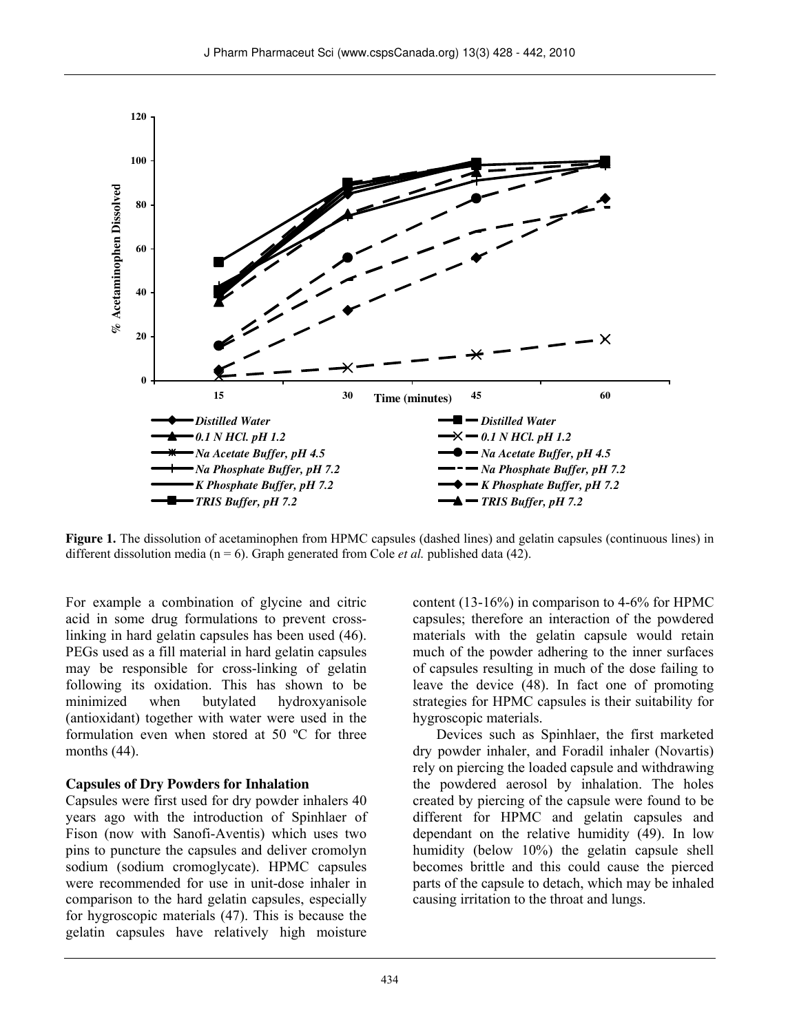**Figure 1.** The dissolution of acetaminophen from HPMC capsules (dashed lines) and gelatin capsules (continuous lines) in different dissolution media (n = 6). Graph generated from Cole *et al.* published data (42).

For example a combination of glycine and citric acid in some drug formulations to prevent cross-linking in hard gelatin capsules has been used (46). PEGs used as a fill material in hard gelatin capsules may be responsible for cross-linking of gelatin following its oxidation. This has shown to be minimized when butylated hydroxyanisole (antioxidant) together with water were used in the formulation even when stored at 50 ºC for three months (44).

### Capsules of Dry Powders for Inhalation

Capsules were first used for dry powder inhalers 40 years ago with the introduction of Spinhlaer of Fison (now with Sanofi-Aventis) which uses two pins to puncture the capsules and deliver cromolyn sodium (sodium cromoglycate). HPMC capsules were recommended for use in unit-dose inhaler in comparison to the hard gelatin capsules, especially for hygroscopic materials (47). This is because the gelatin capsules have relatively high moisture content (13-16%) in comparison to 4-6% for HPMC capsules; therefore an interaction of the powdered materials with the gelatin capsule would retain much of the powder adhering to the inner surfaces of capsules resulting in much of the dose failing to leave the device (48). In fact one of promoting strategies for HPMC capsules is their suitability for hygroscopic materials.

Devices such as Spinhlaer, the first marketed dry powder inhaler, and Foradil inhaler (Novartis) rely on piercing the loaded capsule and withdrawing the powdered aerosol by inhalation. The holes created by piercing of the capsule were found to be different for HPMC and gelatin capsules and dependant on the relative humidity (49). In low humidity (below 10%) the gelatin capsule shell becomes brittle and this could cause the pierced parts of the capsule to detach, which may be inhaled causing irritation to the throat and lungs.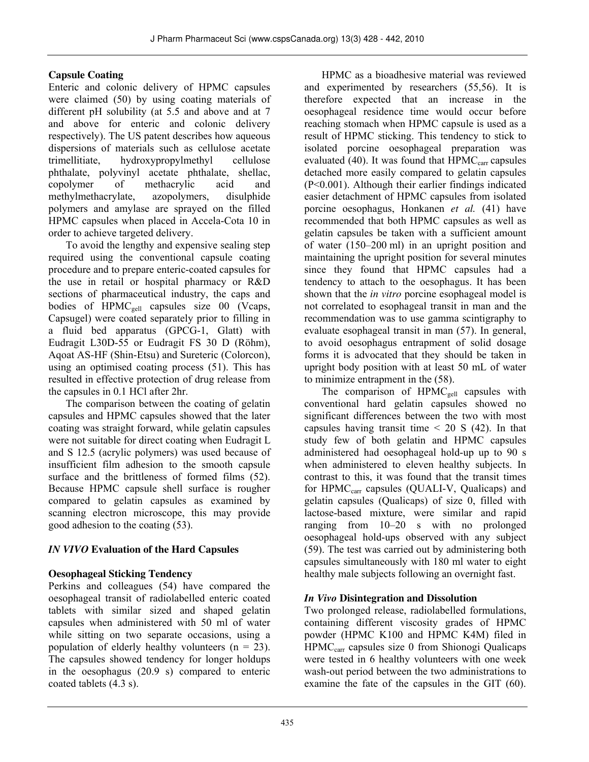**Capsule Coating**

Enteric and colonic delivery of HPMC capsules were claimed (50) by using coating materials of different pH solubility (at 5.5 and above and at 7 and above for enteric and colonic delivery respectively). The US patent describes how aqueous dispersions of materials such as cellulose acetate trimellitiate, hydroxypropylmethyl cellulose phthalate, polyvinyl acetate phthalate, shellac, copolymer of methacrylic acid and methylmethacrylate, azopolymers, disulphide polymers and amylase are sprayed on the filled HPMC capsules when placed in Accela-Cota 10 in order to achieve targeted delivery.

To avoid the lengthy and expensive sealing step required using the conventional capsule coating procedure and to prepare enteric-coated capsules for the use in retail or hospital pharmacy or R&D sections of pharmaceutical industry, the caps and bodies of $HPMC_{gell}$ capsules size 00 (Vcaps, Capsugel) were coated separately prior to filling in a fluid bed apparatus (GPCG-1, Glatt) with Eudragit L30D-55 or Eudragit FS 30 D (Röhm), Aqoat AS-HF (Shin-Etsu) and Sureteric (Colorcon), using an optimised coating process (51). This has resulted in effective protection of drug release from the capsules in 0.1 HCl after 2hr.

The comparison between the coating of gelatin capsules and HPMC capsules showed that the later coating was straight forward, while gelatin capsules were not suitable for direct coating when Eudragit L and S 12.5 (acrylic polymers) was used because of insufficient film adhesion to the smooth capsule surface and the brittleness of formed films (52). Because HPMC capsule shell surface is rougher compared to gelatin capsules as examined by scanning electron microscope, this may provide good adhesion to the coating (53).

## *IN VIVO* Evaluation of the Hard Capsules

**Oesophageal Sticking Tendency**

Perkins and colleagues (54) have compared the oesophageal transit of radiolabelled enteric coated tablets with similar sized and shaped gelatin capsules when administered with 50 ml of water while sitting on two separate occasions, using a population of elderly healthy volunteers ($n = 23$). The capsules showed tendency for longer holdups in the oesophagus (20.9 s) compared to enteric coated tablets (4.3 s).

HPMC as a bioadhesive material was reviewed and experimented by researchers (55,56). It is therefore expected that an increase in the oesophageal residence time would occur before reaching stomach when HPMC capsule is used as a result of HPMC sticking. This tendency to stick to isolated porcine oesophageal preparation was evaluated (40). It was found that $HPMC_{carr}$ capsules detached more easily compared to gelatin capsules ($P<0.001$). Although their earlier findings indicated easier detachment of HPMC capsules from isolated porcine oesophagus, Honkanen *et al.* (41) have recommended that both HPMC capsules as well as gelatin capsules be taken with a sufficient amount of water (150–200 ml) in an upright position and maintaining the upright position for several minutes since they found that HPMC capsules had a tendency to attach to the oesophagus. It has been shown that the *in vitro* porcine esophageal model is not correlated to esophageal transit in man and the recommendation was to use gamma scintigraphy to evaluate esophageal transit in man (57). In general, to avoid oesophagus entrapment of solid dosage forms it is advocated that they should be taken in upright body position with at least 50 mL of water to minimize entrapment in the (58).

The comparison of $HPMC_{gell}$ capsules with conventional hard gelatin capsules showed no significant differences between the two with most capsules having transit time < 20 S (42). In that study few of both gelatin and HPMC capsules administered had oesophageal hold-up up to 90 s when administered to eleven healthy subjects. In contrast to this, it was found that the transit times for $HPMC_{carr}$ capsules (QUALI-V, Qualicaps) and gelatin capsules (Qualicaps) of size 0, filled with lactose-based mixture, were similar and rapid ranging from 10–20 s with no prolonged oesophageal hold-ups observed with any subject (59). The test was carried out by administering both capsules simultaneously with 180 ml water to eight healthy male subjects following an overnight fast.

***In Vivo* Disintegration and Dissolution**

Two prolonged release, radiolabelled formulations, containing different viscosity grades of HPMC powder (HPMC K100 and HPMC K4M) filed in $HPMC_{carr}$ capsules size 0 from Shionogi Qualicaps were tested in 6 healthy volunteers with one week wash-out period between the two administrations to examine the fate of the capsules in the GIT (60).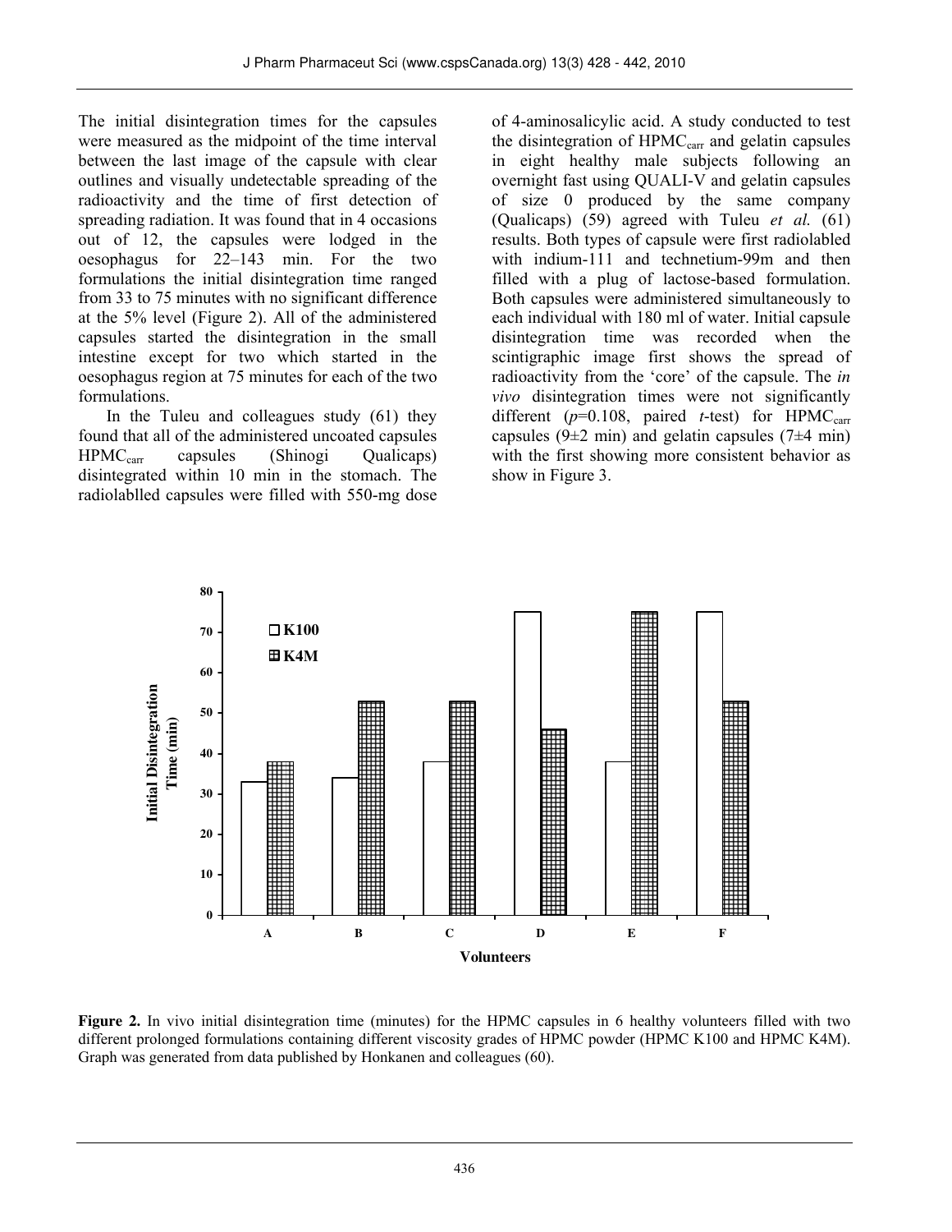The initial disintegration times for the capsules were measured as the midpoint of the time interval between the last image of the capsule with clear outlines and visually undetectable spreading of the radioactivity and the time of first detection of spreading radiation. It was found that in 4 occasions out of 12, the capsules were lodged in the oesophagus for 22–143 min. For the two formulations the initial disintegration time ranged from 33 to 75 minutes with no significant difference at the 5% level (Figure 2). All of the administered capsules started the disintegration in the small intestine except for two which started in the oesophagus region at 75 minutes for each of the two formulations.

In the Tuleu and colleagues study (61) they found that all of the administered uncoated capsules $HPMC_{carr}$ capsules (Shinogi Qualicaps) disintegrated within 10 min in the stomach. The radiolablled capsules were filled with 550-mg dose of 4-aminosalicylic acid. A study conducted to test the disintegration of $HPMC_{carr}$ and gelatin capsules in eight healthy male subjects following an overnight fast using QUALI-V and gelatin capsules of size 0 produced by the same company (Qualicaps) (59) agreed with Tuleu *et al.* (61) results. Both types of capsule were first radiolabled with indium-111 and technetium-99m and then filled with a plug of lactose-based formulation. Both capsules were administered simultaneously to each individual with 180 ml of water. Initial capsule disintegration time was recorded when the scintigraphic image first shows the spread of radioactivity from the 'core' of the capsule. The *in vivo* disintegration times were not significantly different ($p$=0.108, paired $t$-test) for $HPMC_{carr}$ capsules (9±2 min) and gelatin capsules (7±4 min) with the first showing more consistent behavior as show in Figure 3.

**Figure 2.** In vivo initial disintegration time (minutes) for the HPMC capsules in 6 healthy volunteers filled with two different prolonged formulations containing different viscosity grades of HPMC powder (HPMC K100 and HPMC K4M). Graph was generated from data published by Honkanen and colleagues (60).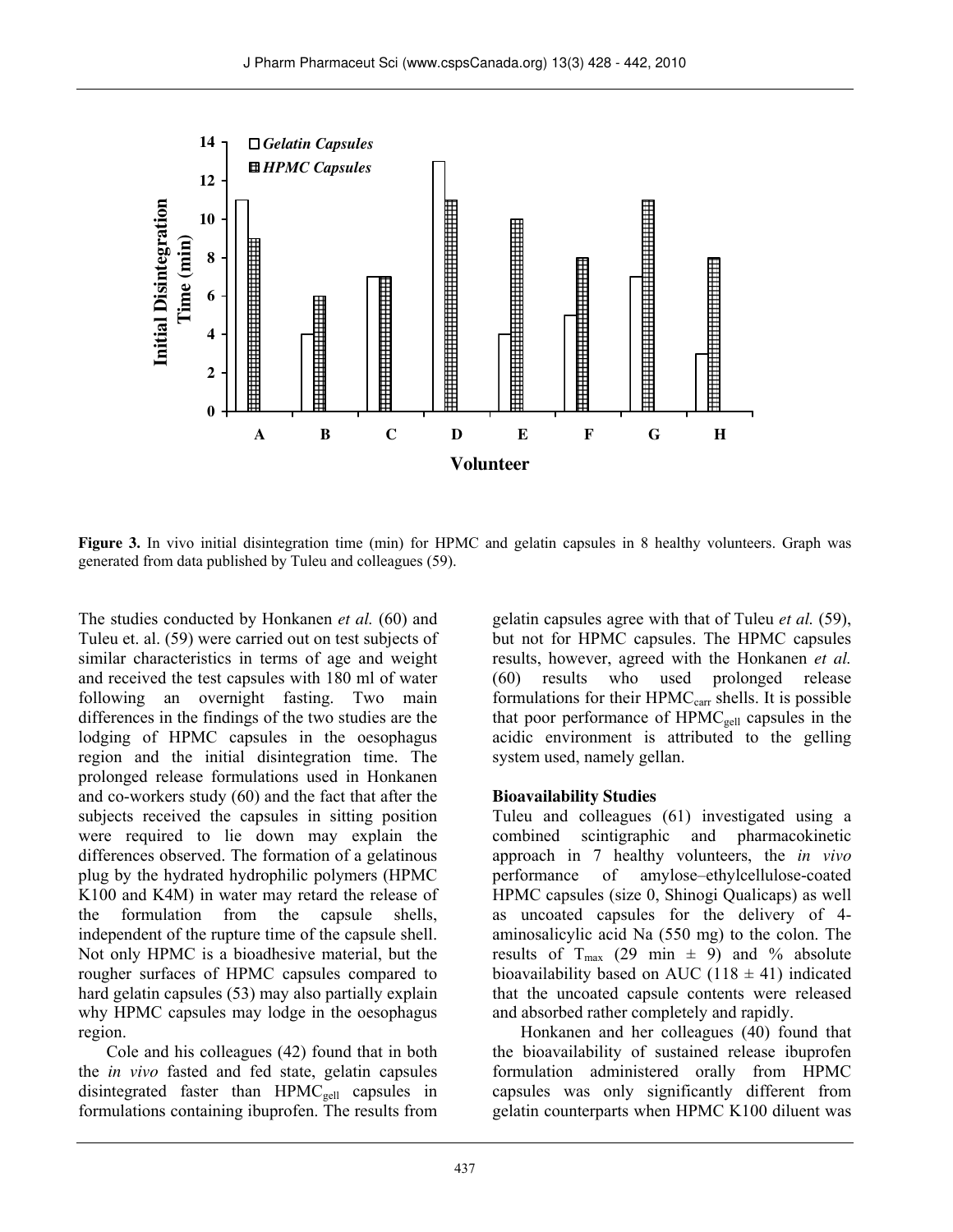**Figure 3.** In vivo initial disintegration time (min) for HPMC and gelatin capsules in 8 healthy volunteers. Graph was generated from data published by Tuleu and colleagues (59).

The studies conducted by Honkanen *et al.* (60) and Tuleu et. al. (59) were carried out on test subjects of similar characteristics in terms of age and weight and received the test capsules with 180 ml of water following an overnight fasting. Two main differences in the findings of the two studies are the lodging of HPMC capsules in the oesophagus region and the initial disintegration time. The prolonged release formulations used in Honkanen and co-workers study (60) and the fact that after the subjects received the capsules in sitting position were required to lie down may explain the differences observed. The formation of a gelatinous plug by the hydrated hydrophilic polymers (HPMC K100 and K4M) in water may retard the release of the formulation from the capsule shells, independent of the rupture time of the capsule shell. Not only HPMC is a bioadhesive material, but the rougher surfaces of HPMC capsules compared to hard gelatin capsules (53) may also partially explain why HPMC capsules may lodge in the oesophagus region.

Cole and his colleagues (42) found that in both the *in vivo* fasted and fed state, gelatin capsules disintegrated faster than $HPMC_{gell}$ capsules in formulations containing ibuprofen. The results from gelatin capsules agree with that of Tuleu *et al.* (59), but not for HPMC capsules. The HPMC capsules results, however, agreed with the Honkanen *et al.* (60) results who used prolonged release formulations for their $HPMC_{carr}$ shells. It is possible that poor performance of $HPMC_{gell}$ capsules in the acidic environment is attributed to the gelling system used, namely gellan.

**Bioavailability Studies**

Tuleu and colleagues (61) investigated using a combined scintigraphic and pharmacokinetic approach in 7 healthy volunteers, the *in vivo* performance of amylose–ethylcellulose-coated HPMC capsules (size 0, Shinogi Qualicaps) as well as uncoated capsules for the delivery of 4-aminosalicylic acid Na (550 mg) to the colon. The results of $T_{max}$ (29 min $\pm$ 9) and % absolute bioavailability based on AUC (118 $\pm$ 41) indicated that the uncoated capsule contents were released and absorbed rather completely and rapidly.

Honkanen and her colleagues (40) found that the bioavailability of sustained release ibuprofen formulation administered orally from HPMC capsules was only significantly different from gelatin counterparts when HPMC K100 diluent was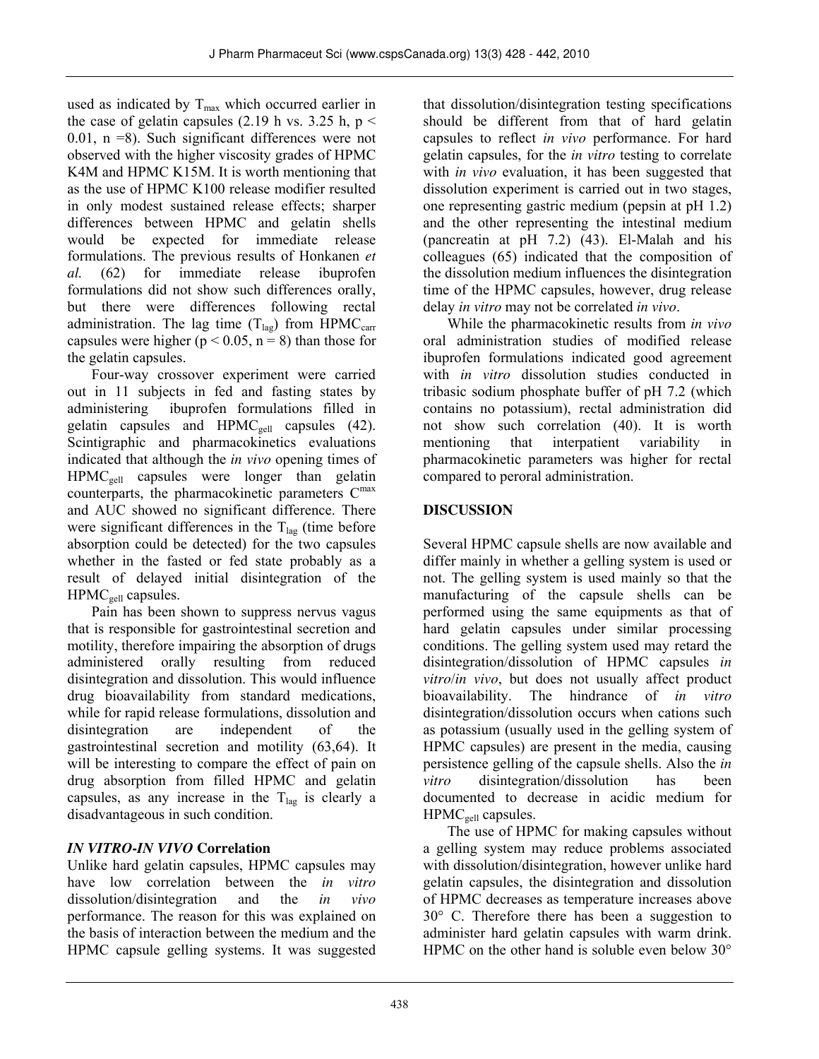used as indicated by $T_{max}$ which occurred earlier in the case of gelatin capsules (2.19 h vs. 3.25 h, $p < 0.01$, $n = 8$). Such significant differences were not observed with the higher viscosity grades of HPMC K4M and HPMC K15M. It is worth mentioning that as the use of HPMC K100 release modifier resulted in only modest sustained release effects; sharper differences between HPMC and gelatin shells would be expected for immediate release formulations. The previous results of Honkanen *et al.* (62) for immediate release ibuprofen formulations did not show such differences orally, but there were differences following rectal administration. The lag time ($T_{lag}$) from $HPMC_{carr}$ capsules were higher ($p < 0.05$, $n = 8$) than those for the gelatin capsules.

Four-way crossover experiment were carried out in 11 subjects in fed and fasting states by administering ibuprofen formulations filled in gelatin capsules and $HPMC_{gell}$ capsules (42). Scintigraphic and pharmacokinetics evaluations indicated that although the *in vivo* opening times of $HPMC_{gell}$ capsules were longer than gelatin counterparts, the pharmacokinetic parameters $C^{max}$ and AUC showed no significant difference. There were significant differences in the $T_{lag}$ (time before absorption could be detected) for the two capsules whether in the fasted or fed state probably as a result of delayed initial disintegration of the $HPMC_{gell}$ capsules.

Pain has been shown to suppress nervus vagus that is responsible for gastrointestinal secretion and motility, therefore impairing the absorption of drugs administered orally resulting from reduced disintegration and dissolution. This would influence drug bioavailability from standard medications, while for rapid release formulations, dissolution and disintegration are independent of the gastrointestinal secretion and motility (63,64). It will be interesting to compare the effect of pain on drug absorption from filled HPMC and gelatin capsules, as any increase in the $T_{lag}$ is clearly a disadvantageous in such condition.

### *IN VITRO-IN VIVO* Correlation

Unlike hard gelatin capsules, HPMC capsules may have low correlation between the *in vitro* dissolution/disintegration and the *in vivo* performance. The reason for this was explained on the basis of interaction between the medium and the HPMC capsule gelling systems. It was suggested that dissolution/disintegration testing specifications should be different from that of hard gelatin capsules to reflect *in vivo* performance. For hard gelatin capsules, for the *in vitro* testing to correlate with *in vivo* evaluation, it has been suggested that dissolution experiment is carried out in two stages, one representing gastric medium (pepsin at pH 1.2) and the other representing the intestinal medium (pancreatin at pH 7.2) (43). El-Malah and his colleagues (65) indicated that the composition of the dissolution medium influences the disintegration time of the HPMC capsules, however, drug release delay *in vitro* may not be correlated *in vivo*.

While the pharmacokinetic results from *in vivo* oral administration studies of modified release ibuprofen formulations indicated good agreement with *in vitro* dissolution studies conducted in tribasic sodium phosphate buffer of pH 7.2 (which contains no potassium), rectal administration did not show such correlation (40). It is worth mentioning that interpatient variability in pharmacokinetic parameters was higher for rectal compared to peroral administration.

## DISCUSSION

Several HPMC capsule shells are now available and differ mainly in whether a gelling system is used or not. The gelling system is used mainly so that the manufacturing of the capsule shells can be performed using the same equipments as that of hard gelatin capsules under similar processing conditions. The gelling system used may retard the disintegration/dissolution of HPMC capsules *in vitro*/*in vivo*, but does not usually affect product bioavailability. The hindrance of *in vitro* disintegration/dissolution occurs when cations such as potassium (usually used in the gelling system of HPMC capsules) are present in the media, causing persistence gelling of the capsule shells. Also the *in vitro* disintegration/dissolution has been documented to decrease in acidic medium for $HPMC_{gell}$ capsules.

The use of HPMC for making capsules without a gelling system may reduce problems associated with dissolution/disintegration, however unlike hard gelatin capsules, the disintegration and dissolution of HPMC decreases as temperature increases above 30° C. Therefore there has been a suggestion to administer hard gelatin capsules with warm drink. HPMC on the other hand is soluble even below 30°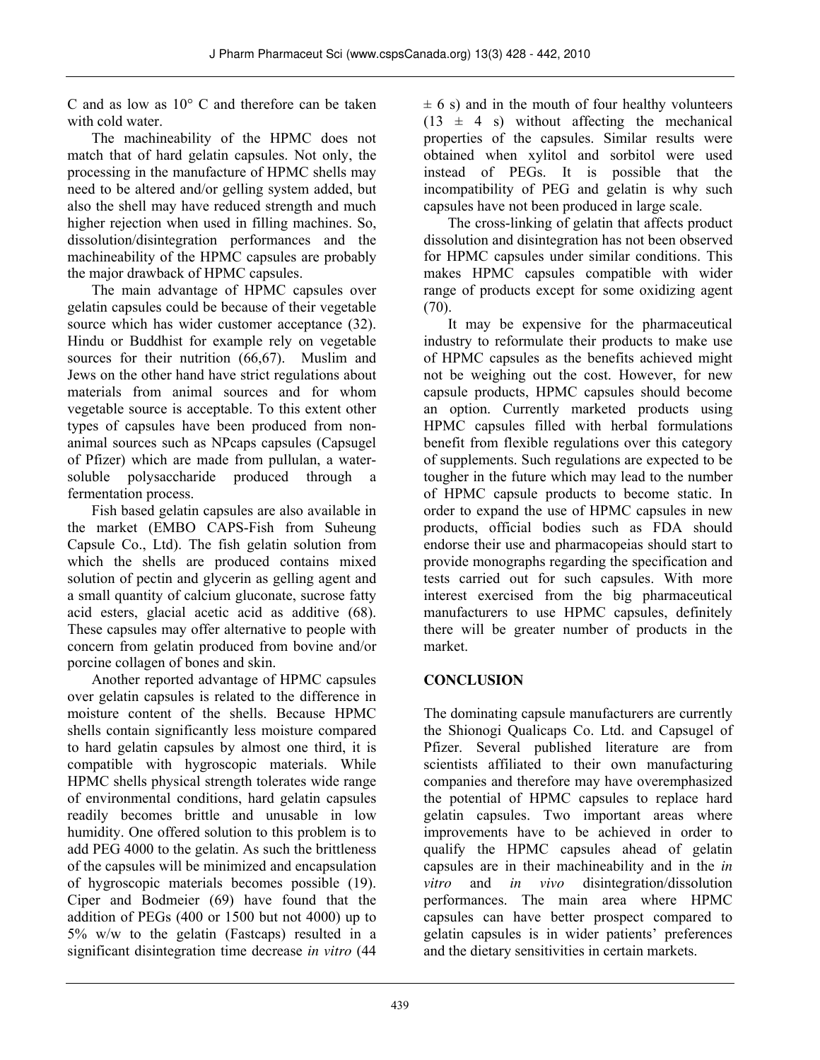C and as low as 10° C and therefore can be taken with cold water.

The machineability of the HPMC does not match that of hard gelatin capsules. Not only, the processing in the manufacture of HPMC shells may need to be altered and/or gelling system added, but also the shell may have reduced strength and much higher rejection when used in filling machines. So, dissolution/disintegration performances and the machineability of the HPMC capsules are probably the major drawback of HPMC capsules.

The main advantage of HPMC capsules over gelatin capsules could be because of their vegetable source which has wider customer acceptance (32). Hindu or Buddhist for example rely on vegetable sources for their nutrition (66,67). Muslim and Jews on the other hand have strict regulations about materials from animal sources and for whom vegetable source is acceptable. To this extent other types of capsules have been produced from non-animal sources such as NPcaps capsules (Capsugel of Pfizer) which are made from pullulan, a water-soluble polysaccharide produced through a fermentation process.

Fish based gelatin capsules are also available in the market (EMBO CAPS-Fish from Suheung Capsule Co., Ltd). The fish gelatin solution from which the shells are produced contains mixed solution of pectin and glycerin as gelling agent and a small quantity of calcium gluconate, sucrose fatty acid esters, glacial acetic acid as additive (68). These capsules may offer alternative to people with concern from gelatin produced from bovine and/or porcine collagen of bones and skin.

Another reported advantage of HPMC capsules over gelatin capsules is related to the difference in moisture content of the shells. Because HPMC shells contain significantly less moisture compared to hard gelatin capsules by almost one third, it is compatible with hygroscopic materials. While HPMC shells physical strength tolerates wide range of environmental conditions, hard gelatin capsules readily becomes brittle and unusable in low humidity. One offered solution to this problem is to add PEG 4000 to the gelatin. As such the brittleness of the capsules will be minimized and encapsulation of hygroscopic materials becomes possible (19). Ciper and Bodmeier (69) have found that the addition of PEGs (400 or 1500 but not 4000) up to 5% w/w to the gelatin (Fastcaps) resulted in a significant disintegration time decrease *in vitro* (44 ± 6 s) and in the mouth of four healthy volunteers (13 ± 4 s) without affecting the mechanical properties of the capsules. Similar results were obtained when xylitol and sorbitol were used instead of PEGs. It is possible that the incompatibility of PEG and gelatin is why such capsules have not been produced in large scale.

The cross-linking of gelatin that affects product dissolution and disintegration has not been observed for HPMC capsules under similar conditions. This makes HPMC capsules compatible with wider range of products except for some oxidizing agent (70).

It may be expensive for the pharmaceutical industry to reformulate their products to make use of HPMC capsules as the benefits achieved might not be weighing out the cost. However, for new capsule products, HPMC capsules should become an option. Currently marketed products using HPMC capsules filled with herbal formulations benefit from flexible regulations over this category of supplements. Such regulations are expected to be tougher in the future which may lead to the number of HPMC capsule products to become static. In order to expand the use of HPMC capsules in new products, official bodies such as FDA should endorse their use and pharmacopeias should start to provide monographs regarding the specification and tests carried out for such capsules. With more interest exercised from the big pharmaceutical manufacturers to use HPMC capsules, definitely there will be greater number of products in the market.

## CONCLUSION

The dominating capsule manufacturers are currently the Shionogi Qualicaps Co. Ltd. and Capsugel of Pfizer. Several published literature are from scientists affiliated to their own manufacturing companies and therefore may have overemphasized the potential of HPMC capsules to replace hard gelatin capsules. Two important areas where improvements have to be achieved in order to qualify the HPMC capsules ahead of gelatin capsules are in their machineability and in the *in vitro* and *in vivo* disintegration/dissolution performances. The main area where HPMC capsules can have better prospect compared to gelatin capsules is in wider patients' preferences and the dietary sensitivities in certain markets.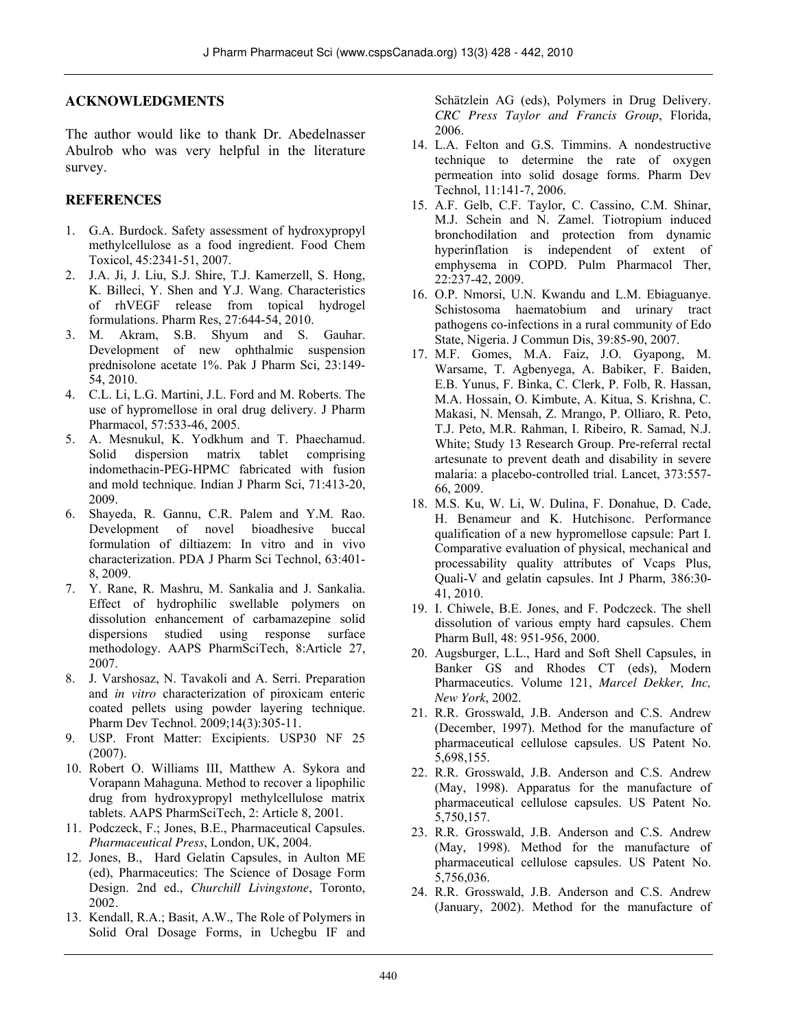## ACKNOWLEDGMENTS

The author would like to thank Dr. Abedelnasser Abulrob who was very helpful in the literature survey.

## REFERENCES

1. G.A. Burdock. Safety assessment of hydroxypropyl methylcellulose as a food ingredient. Food Chem Toxicol, 45:2341-51, 2007.
2. J.A. Ji, J. Liu, S.J. Shire, T.J. Kamerzell, S. Hong, K. Billeci, Y. Shen and Y.J. Wang. Characteristics of rhVEGF release from topical hydrogel formulations. Pharm Res, 27:644-54, 2010.
3. M. Akram, S.B. Shyum and S. Gauhar. Development of new ophthalmic suspension prednisolone acetate 1%. Pak J Pharm Sci, 23:149-54, 2010.
4. C.L. Li, L.G. Martini, J.L. Ford and M. Roberts. The use of hypromellose in oral drug delivery. J Pharm Pharmacol, 57:533-46, 2005.
5. A. Mesnukul, K. Yodkhum and T. Phaechamud. Solid dispersion matrix tablet comprising indomethacin-PEG-HPMC fabricated with fusion and mold technique. Indian J Pharm Sci, 71:413-20, 2009.
6. Shayeda, R. Gannu, C.R. Palem and Y.M. Rao. Development of novel bioadhesive buccal formulation of diltiazem: In vitro and in vivo characterization. PDA J Pharm Sci Technol, 63:401-8, 2009.
7. Y. Rane, R. Mashru, M. Sankalia and J. Sankalia. Effect of hydrophilic swellable polymers on dissolution enhancement of carbamazepine solid dispersions studied using response surface methodology. AAPS PharmSciTech, 8:Article 27, 2007.
8. J. Varshosaz, N. Tavakoli and A. Serri. Preparation and *in vitro* characterization of piroxicam enteric coated pellets using powder layering technique. Pharm Dev Technol. 2009;14(3):305-11.
9. USP. Front Matter: Excipients. USP30 NF 25 (2007).
10. Robert O. Williams III, Matthew A. Sykora and Vorapann Mahaguna. Method to recover a lipophilic drug from hydroxypropyl methylcellulose matrix tablets. AAPS PharmSciTech, 2: Article 8, 2001.
11. Podczeck, F.; Jones, B.E., Pharmaceutical Capsules. *Pharmaceutical Press*, London, UK, 2004.
12. Jones, B., Hard Gelatin Capsules, in Aulton ME (ed), Pharmaceutics: The Science of Dosage Form Design. 2nd ed., *Churchill Livingstone*, Toronto, 2002.
13. Kendall, R.A.; Basit, A.W., The Role of Polymers in Solid Oral Dosage Forms, in Uchegbu IF and Schätzlein AG (eds), Polymers in Drug Delivery. *CRC Press Taylor and Francis Group*, Florida, 2006.
14. L.A. Felton and G.S. Timmins. A nondestructive technique to determine the rate of oxygen permeation into solid dosage forms. Pharm Dev Technol, 11:141-7, 2006.
15. A.F. Gelb, C.F. Taylor, C. Cassino, C.M. Shinar, M.J. Schein and N. Zamel. Tiotropium induced bronchodilation and protection from dynamic hyperinflation is independent of extent of emphysema in COPD. Pulm Pharmacol Ther, 22:237-42, 2009.
16. O.P. Nmorsi, U.N. Kwandu and L.M. Ebiaguanye. Schistosoma haematobium and urinary tract pathogens co-infections in a rural community of Edo State, Nigeria. J Commun Dis, 39:85-90, 2007.
17. M.F. Gomes, M.A. Faiz, J.O. Gyapong, M. Warsame, T. Agbenyega, A. Babiker, F. Baiden, E.B. Yunus, F. Binka, C. Clerk, P. Folb, R. Hassan, M.A. Hossain, O. Kimbute, A. Kitua, S. Krishna, C. Makasi, N. Mensah, Z. Mrango, P. Olliaro, R. Peto, T.J. Peto, M.R. Rahman, I. Ribeiro, R. Samad, N.J. White; Study 13 Research Group. Pre-referral rectal artesunate to prevent death and disability in severe malaria: a placebo-controlled trial. Lancet, 373:557-66, 2009.
18. M.S. Ku, W. Li, W. Dulina, F. Donahue, D. Cade, H. Benameur and K. Hutchisonc. Performance qualification of a new hypromellose capsule: Part I. Comparative evaluation of physical, mechanical and processability quality attributes of Vcaps Plus, Quali-V and gelatin capsules. Int J Pharm, 386:30-41, 2010.
19. I. Chiwele, B.E. Jones, and F. Podczeck. The shell dissolution of various empty hard capsules. Chem Pharm Bull, 48: 951-956, 2000.
20. Augsburger, L.L., Hard and Soft Shell Capsules, in Banker GS and Rhodes CT (eds), Modern Pharmaceutics. Volume 121, *Marcel Dekker, Inc, New York*, 2002.
21. R.R. Grosswald, J.B. Anderson and C.S. Andrew (December, 1997). Method for the manufacture of pharmaceutical cellulose capsules. US Patent No. 5,698,155.
22. R.R. Grosswald, J.B. Anderson and C.S. Andrew (May, 1998). Apparatus for the manufacture of pharmaceutical cellulose capsules. US Patent No. 5,750,157.
23. R.R. Grosswald, J.B. Anderson and C.S. Andrew (May, 1998). Method for the manufacture of pharmaceutical cellulose capsules. US Patent No. 5,756,036.
24. R.R. Grosswald, J.B. Anderson and C.S. Andrew (January, 2002). Method for the manufacture of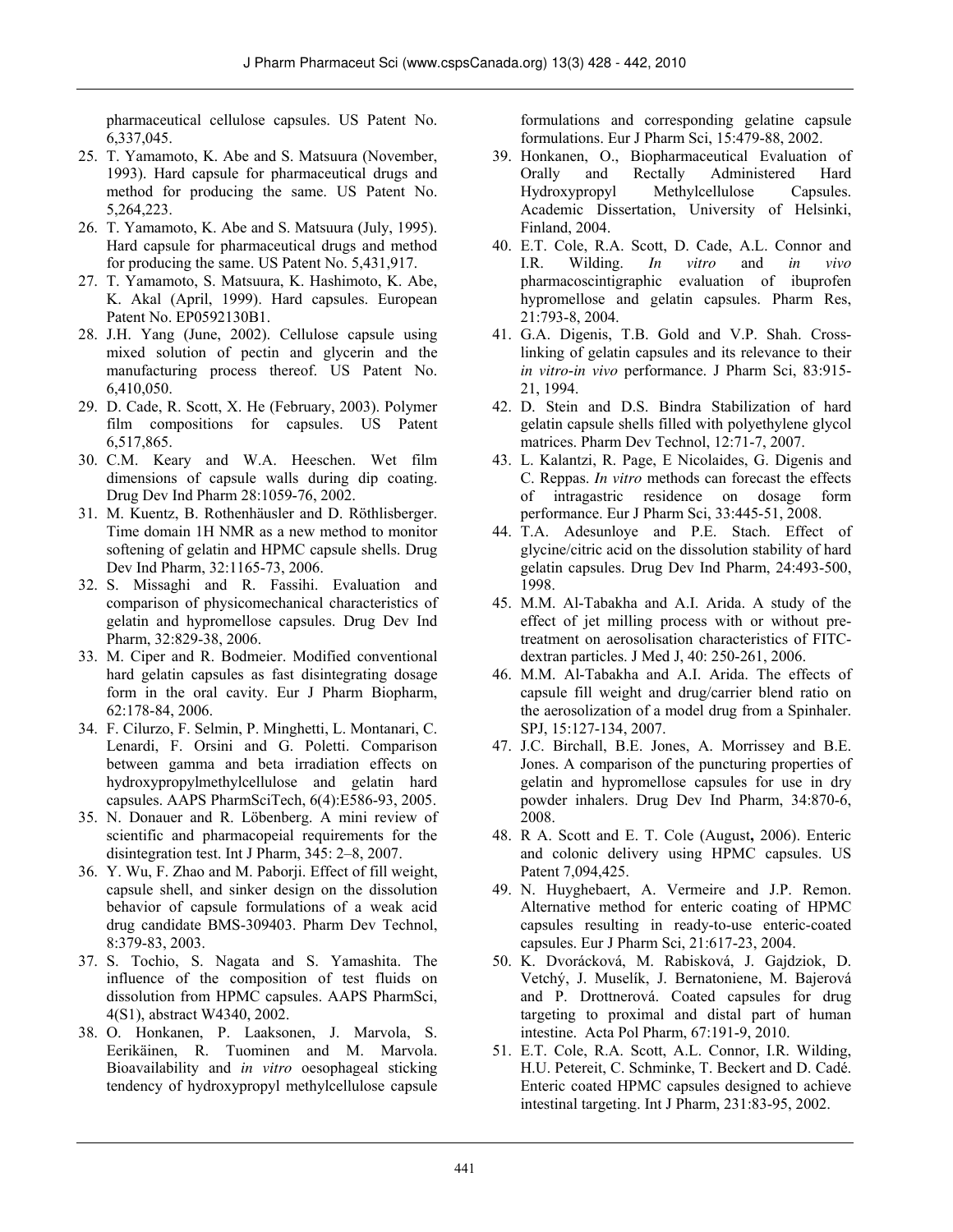pharmaceutical cellulose capsules. US Patent No. 6,337,045.

25. T. Yamamoto, K. Abe and S. Matsuura (November, 1993). Hard capsule for pharmaceutical drugs and method for producing the same. US Patent No. 5,264,223.
26. T. Yamamoto, K. Abe and S. Matsuura (July, 1995). Hard capsule for pharmaceutical drugs and method for producing the same. US Patent No. 5,431,917.
27. T. Yamamoto, S. Matsuura, K. Hashimoto, K. Abe, K. Akal (April, 1999). Hard capsules. European Patent No. EP0592130B1.
28. J.H. Yang (June, 2002). Cellulose capsule using mixed solution of pectin and glycerin and the manufacturing process thereof. US Patent No. 6,410,050.
29. D. Cade, R. Scott, X. He (February, 2003). Polymer film compositions for capsules. US Patent 6,517,865.
30. C.M. Keary and W.A. Heeschen. Wet film dimensions of capsule walls during dip coating. Drug Dev Ind Pharm 28:1059-76, 2002.
31. M. Kuentz, B. Rothenhäusler and D. Röthlisberger. Time domain 1H NMR as a new method to monitor softening of gelatin and HPMC capsule shells. Drug Dev Ind Pharm, 32:1165-73, 2006.
32. S. Missaghi and R. Fassihi. Evaluation and comparison of physicomechanical characteristics of gelatin and hypromellose capsules. Drug Dev Ind Pharm, 32:829-38, 2006.
33. M. Ciper and R. Bodmeier. Modified conventional hard gelatin capsules as fast disintegrating dosage form in the oral cavity. Eur J Pharm Biopharm, 62:178-84, 2006.
34. F. Cilurzo, F. Selmin, P. Minghetti, L. Montanari, C. Lenardi, F. Orsini and G. Poletti. Comparison between gamma and beta irradiation effects on hydroxypropylmethylcellulose and gelatin hard capsules. AAPS PharmSciTech, 6(4):E586-93, 2005.
35. N. Donauer and R. Löbenberg. A mini review of scientific and pharmacopeial requirements for the disintegration test. Int J Pharm, 345: 2–8, 2007.
36. Y. Wu, F. Zhao and M. Paborji. Effect of fill weight, capsule shell, and sinker design on the dissolution behavior of capsule formulations of a weak acid drug candidate BMS-309403. Pharm Dev Technol, 8:379-83, 2003.
37. S. Tochio, S. Nagata and S. Yamashita. The influence of the composition of test fluids on dissolution from HPMC capsules. AAPS PharmSci, 4(S1), abstract W4340, 2002.
38. O. Honkanen, P. Laaksonen, J. Marvola, S. Eerikäinen, R. Tuominen and M. Marvola. Bioavailability and *in vitro* oesophageal sticking tendency of hydroxypropyl methylcellulose capsule formulations and corresponding gelatine capsule formulations. Eur J Pharm Sci, 15:479-88, 2002.
39. Honkanen, O., Biopharmaceutical Evaluation of Orally and Rectally Administered Hard Hydroxypropyl Methylcellulose Capsules. Academic Dissertation, University of Helsinki, Finland, 2004.
40. E.T. Cole, R.A. Scott, D. Cade, A.L. Connor and I.R. Wilding. *In vitro* and *in vivo* pharmacoscintigraphic evaluation of ibuprofen hypromellose and gelatin capsules. Pharm Res, 21:793-8, 2004.
41. G.A. Digenis, T.B. Gold and V.P. Shah. Cross-linking of gelatin capsules and its relevance to their *in vitro-in vivo* performance. J Pharm Sci, 83:915-21, 1994.
42. D. Stein and D.S. Bindra Stabilization of hard gelatin capsule shells filled with polyethylene glycol matrices. Pharm Dev Technol, 12:71-7, 2007.
43. L. Kalantzi, R. Page, E Nicolaides, G. Digenis and C. Reppas. *In vitro* methods can forecast the effects of intragastric residence on dosage form performance. Eur J Pharm Sci, 33:445-51, 2008.
44. T.A. Adesunloye and P.E. Stach. Effect of glycine/citric acid on the dissolution stability of hard gelatin capsules. Drug Dev Ind Pharm, 24:493-500, 1998.
45. M.M. Al-Tabakha and A.I. Arida. A study of the effect of jet milling process with or without pre-treatment on aerosolisation characteristics of FITC-dextran particles. J Med J, 40: 250-261, 2006.
46. M.M. Al-Tabakha and A.I. Arida. The effects of capsule fill weight and drug/carrier blend ratio on the aerosolization of a model drug from a Spinhaler. SPJ, 15:127-134, 2007.
47. J.C. Birchall, B.E. Jones, A. Morrissey and B.E. Jones. A comparison of the puncturing properties of gelatin and hypromellose capsules for use in dry powder inhalers. Drug Dev Ind Pharm, 34:870-6, 2008.
48. R A. Scott and E. T. Cole (August**,** 2006). Enteric and colonic delivery using HPMC capsules. US Patent 7,094,425.
49. N. Huyghebaert, A. Vermeire and J.P. Remon. Alternative method for enteric coating of HPMC capsules resulting in ready-to-use enteric-coated capsules. Eur J Pharm Sci, 21:617-23, 2004.
50. K. Dvoráckov á, M. Rabisková, J. Gajdziok, D. Vetchý, J. Muselík, J. Bernatoniene, M. Bajerová and P. Drottnerová. Coated capsules for drug targeting to proximal and distal part of human intestine. Acta Pol Pharm, 67:191-9, 2010.
51. E.T. Cole, R.A. Scott, A.L. Connor, I.R. Wilding, H.U. Petereit, C. Schminke, T. Beckert and D. Cadé. Enteric coated HPMC capsules designed to achieve intestinal targeting. Int J Pharm, 231:83-95, 2002.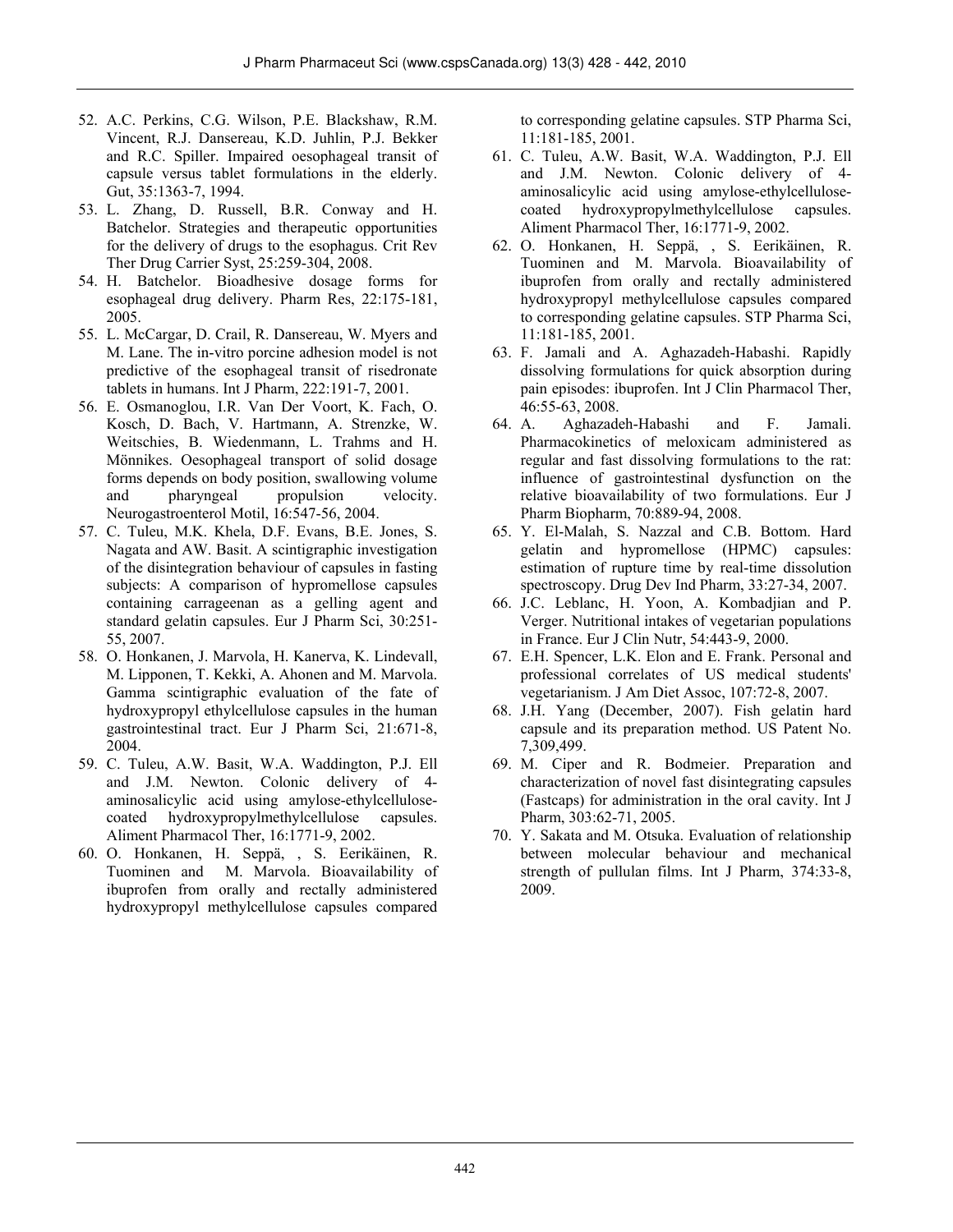52. A.C. Perkins, C.G. Wilson, P.E. Blackshaw, R.M. Vincent, R.J. Dansereau, K.D. Juhlin, P.J. Bekker and R.C. Spiller. Impaired oesophageal transit of capsule versus tablet formulations in the elderly. Gut, 35:1363-7, 1994.
53. L. Zhang, D. Russell, B.R. Conway and H. Batchelor. Strategies and therapeutic opportunities for the delivery of drugs to the esophagus. Crit Rev Ther Drug Carrier Syst, 25:259-304, 2008.
54. H. Batchelor. Bioadhesive dosage forms for esophageal drug delivery. Pharm Res, 22:175-181, 2005.
55. L. McCargar, D. Crail, R. Dansereau, W. Myers and M. Lane. The in-vitro porcine adhesion model is not predictive of the esophageal transit of risedronate tablets in humans. Int J Pharm, 222:191-7, 2001.
56. E. Osmanoglou, I.R. Van Der Voort, K. Fach, O. Kosch, D. Bach, V. Hartmann, A. Strenzke, W. Weitschies, B. Wiedenmann, L. Trahms and H. Mönnikes. Oesophageal transport of solid dosage forms depends on body position, swallowing volume and pharyngeal propulsion velocity. Neurogastroenterol Motil, 16:547-56, 2004.
57. C. Tuleu, M.K. Khela, D.F. Evans, B.E. Jones, S. Nagata and AW. Basit. A scintigraphic investigation of the disintegration behaviour of capsules in fasting subjects: A comparison of hypromellose capsules containing carrageenan as a gelling agent and standard gelatin capsules. Eur J Pharm Sci, 30:251-55, 2007.
58. O. Honkanen, J. Marvola, H. Kanerva, K. Lindevall, M. Lipponen, T. Kekki, A. Ahonen and M. Marvola. Gamma scintigraphic evaluation of the fate of hydroxypropyl ethylcellulose capsules in the human gastrointestinal tract. Eur J Pharm Sci, 21:671-8, 2004.
59. C. Tuleu, A.W. Basit, W.A. Waddington, P.J. Ell and J.M. Newton. Colonic delivery of 4-aminosalicylic acid using amylose-ethylcellulose-coated hydroxypropylmethylcellulose capsules. Aliment Pharmacol Ther, 16:1771-9, 2002.
60. O. Honkanen, H. Seppä, , S. Eerikäinen, R. Tuominen and M. Marvola. Bioavailability of ibuprofen from orally and rectally administered hydroxypropyl methylcellulose capsules compared to corresponding gelatine capsules. STP Pharma Sci, 11:181-185, 2001.
61. C. Tuleu, A.W. Basit, W.A. Waddington, P.J. Ell and J.M. Newton. Colonic delivery of 4-aminosalicylic acid using amylose-ethylcellulose-coated hydroxypropylmethylcellulose capsules. Aliment Pharmacol Ther, 16:1771-9, 2002.
62. O. Honkanen, H. Seppä, , S. Eerikäinen, R. Tuominen and M. Marvola. Bioavailability of ibuprofen from orally and rectally administered hydroxypropyl methylcellulose capsules compared to corresponding gelatine capsules. STP Pharma Sci, 11:181-185, 2001.
63. F. Jamali and A. Aghazadeh-Habashi. Rapidly dissolving formulations for quick absorption during pain episodes: ibuprofen. Int J Clin Pharmacol Ther, 46:55-63, 2008.
64. A. Aghazadeh-Habashi and F. Jamali. Pharmacokinetics of meloxicam administered as regular and fast dissolving formulations to the rat: influence of gastrointestinal dysfunction on the relative bioavailability of two formulations. Eur J Pharm Biopharm, 70:889-94, 2008.
65. Y. El-Malah, S. Nazzal and C.B. Bottom. Hard gelatin and hypromellose (HPMC) capsules: estimation of rupture time by real-time dissolution spectroscopy. Drug Dev Ind Pharm, 33:27-34, 2007.
66. J.C. Leblanc, H. Yoon, A. Kombadjian and P. Verger. Nutritional intakes of vegetarian populations in France. Eur J Clin Nutr, 54:443-9, 2000.
67. E.H. Spencer, L.K. Elon and E. Frank. Personal and professional correlates of US medical students' vegetarianism. J Am Diet Assoc, 107:72-8, 2007.
68. J.H. Yang (December, 2007). Fish gelatin hard capsule and its preparation method. US Patent No. 7,309,499.
69. M. Ciper and R. Bodmeier. Preparation and characterization of novel fast disintegrating capsules (Fastcaps) for administration in the oral cavity. Int J Pharm, 303:62-71, 2005.
70. Y. Sakata and M. Otsuka. Evaluation of relationship between molecular behaviour and mechanical strength of pullulan films. Int J Pharm, 374:33-8, 2009.